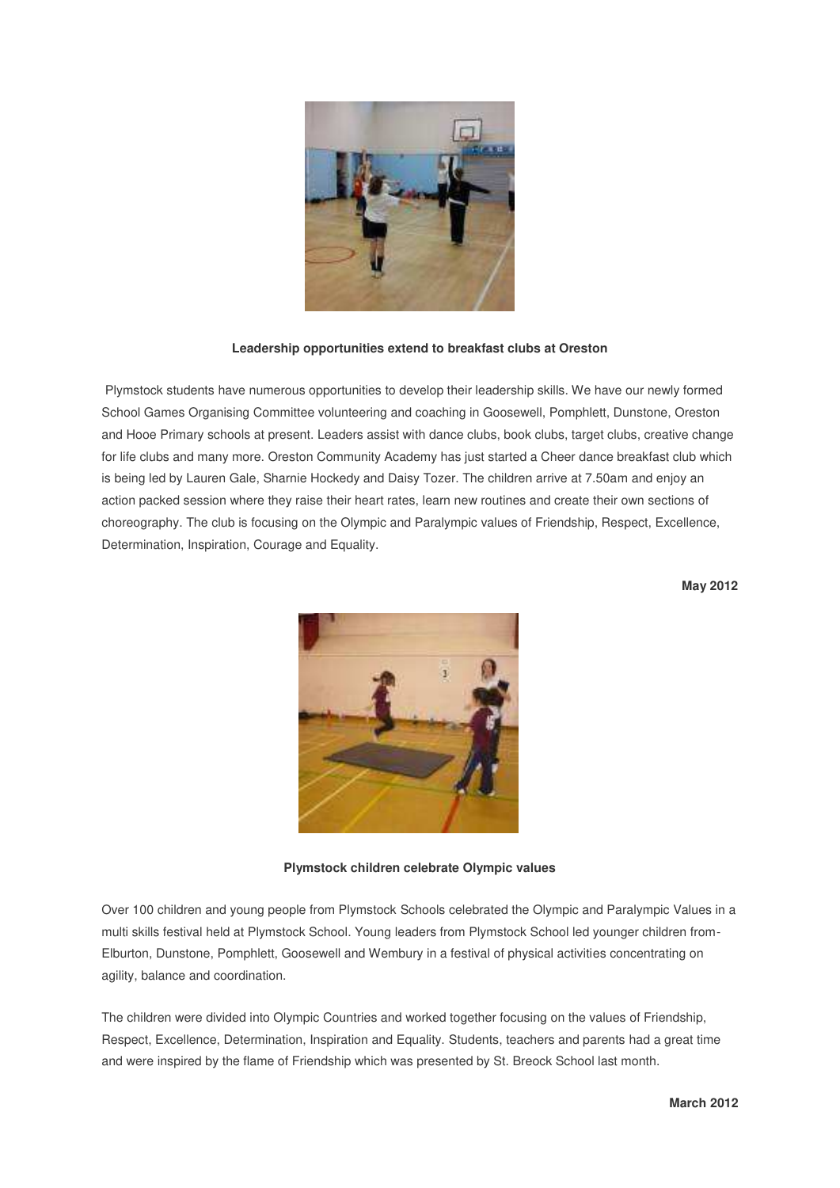**Leadership opportunities extend to breakfast clubs at Oreston**

Plymstock students have numerous opportunities to develop their leadership skills. We have our newly formed School Games Organising Committee volunteering and coaching in Goosewell, Pomphlett, Dunstone, Oreston and Hooe Primary schools at present. Leaders assist with dance clubs, book clubs, target clubs, creative change for life clubs and many more. Oreston Community Academy has just started a Cheer dance breakfast club which is being led by Lauren Gale, Sharnie Hockedy and Daisy Tozer. The children arrive at 7.50am and enjoy an action packed session where they raise their heart rates, learn new routines and create their own sections of choreography. The club is focusing on the Olympic and Paralympic values of Friendship, Respect, Excellence, Determination, Inspiration, Courage and Equality.

**May 2012**

**Plymstock children celebrate Olympic values**

Over 100 children and young people from Plymstock Schools celebrated the Olympic and Paralympic Values in a multi skills festival held at Plymstock School. Young leaders from Plymstock School led younger children from-Elburton, Dunstone, Pomphlett, Goosewell and Wembury in a festival of physical activities concentrating on agility, balance and coordination.

The children were divided into Olympic Countries and worked together focusing on the values of Friendship, Respect, Excellence, Determination, Inspiration and Equality. Students, teachers and parents had a great time and were inspired by the flame of Friendship which was presented by St. Breock School last month.

**March 2012**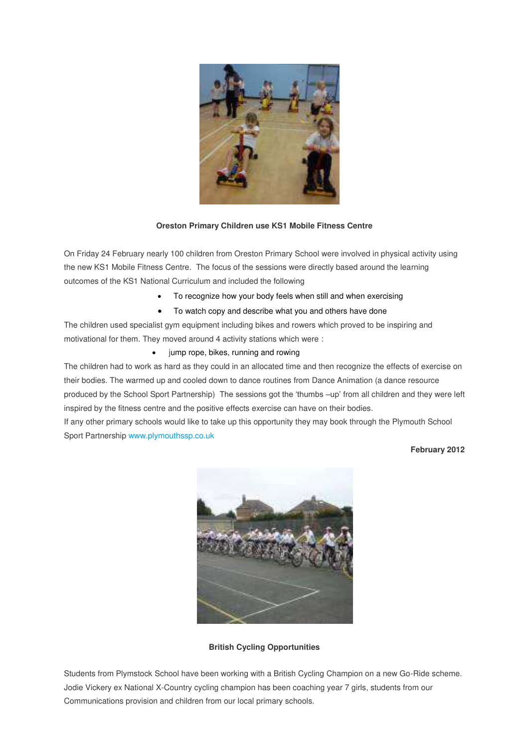**Oreston Primary Children use KS1 Mobile Fitness Centre**

On Friday 24 February nearly 100 children from Oreston Primary School were involved in physical activity using the new KS1 Mobile Fitness Centre. The focus of the sessions were directly based around the learning outcomes of the KS1 National Curriculum and included the following

- To recognize how your body feels when still and when exercising
- To watch copy and describe what you and others have done

The children used specialist gym equipment including bikes and rowers which proved to be inspiring and motivational for them. They moved around 4 activity stations which were :

- jump rope, bikes, running and rowing

The children had to work as hard as they could in an allocated time and then recognize the effects of exercise on their bodies. The warmed up and cooled down to dance routines from Dance Animation (a dance resource produced by the School Sport Partnership) The sessions got the 'thumbs –up' from all children and they were left inspired by the fitness centre and the positive effects exercise can have on their bodies.

If any other primary schools would like to take up this opportunity they may book through the Plymouth School Sport Partnership www.plymouthssp.co.uk

**February 2012**

**British Cycling Opportunities**

Students from Plymstock School have been working with a British Cycling Champion on a new Go-Ride scheme. Jodie Vickery ex National X-Country cycling champion has been coaching year 7 girls, students from our Communications provision and children from our local primary schools.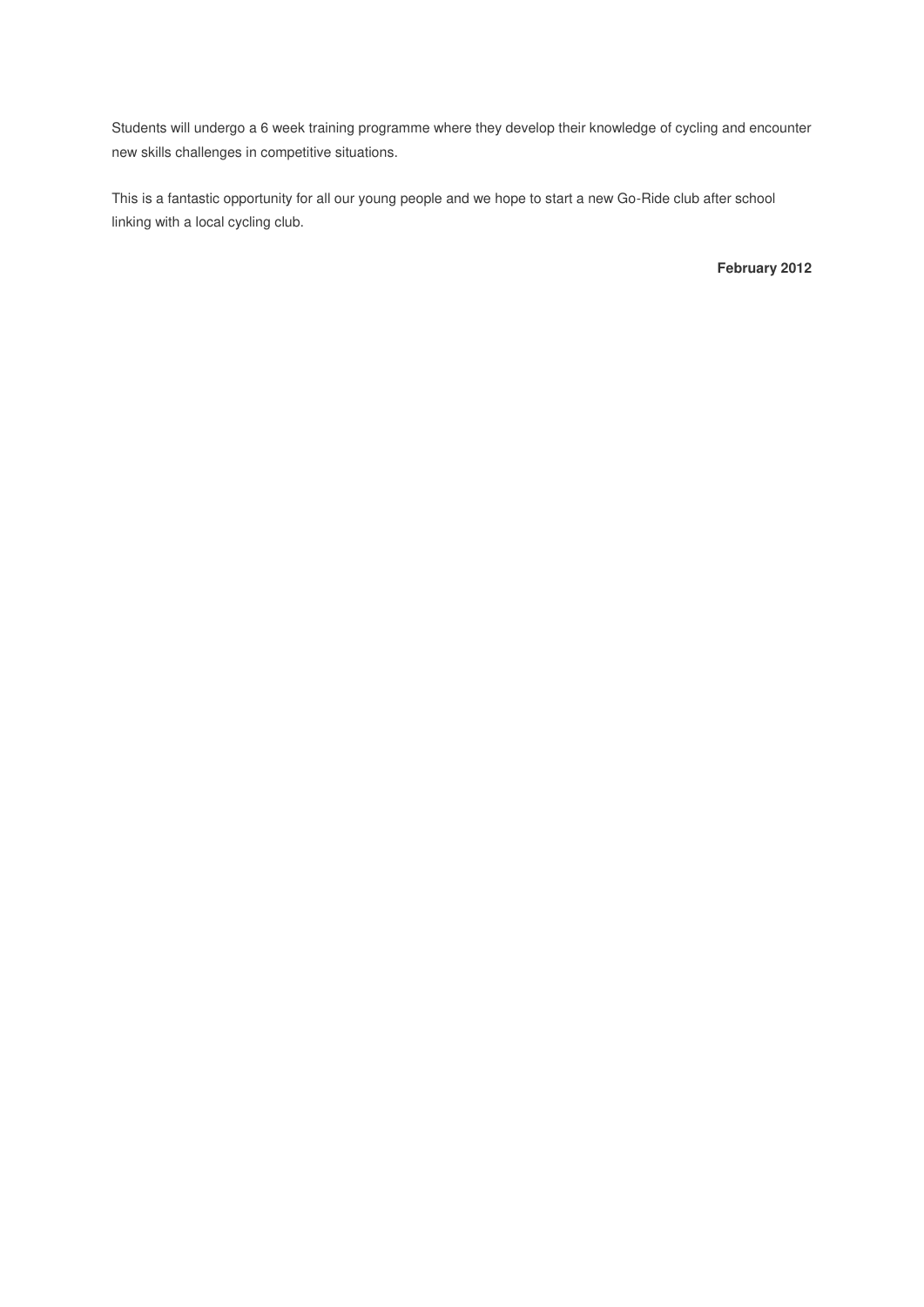Students will undergo a 6 week training programme where they develop their knowledge of cycling and encounter new skills challenges in competitive situations.

This is a fantastic opportunity for all our young people and we hope to start a new Go-Ride club after school linking with a local cycling club.

**February 2012**